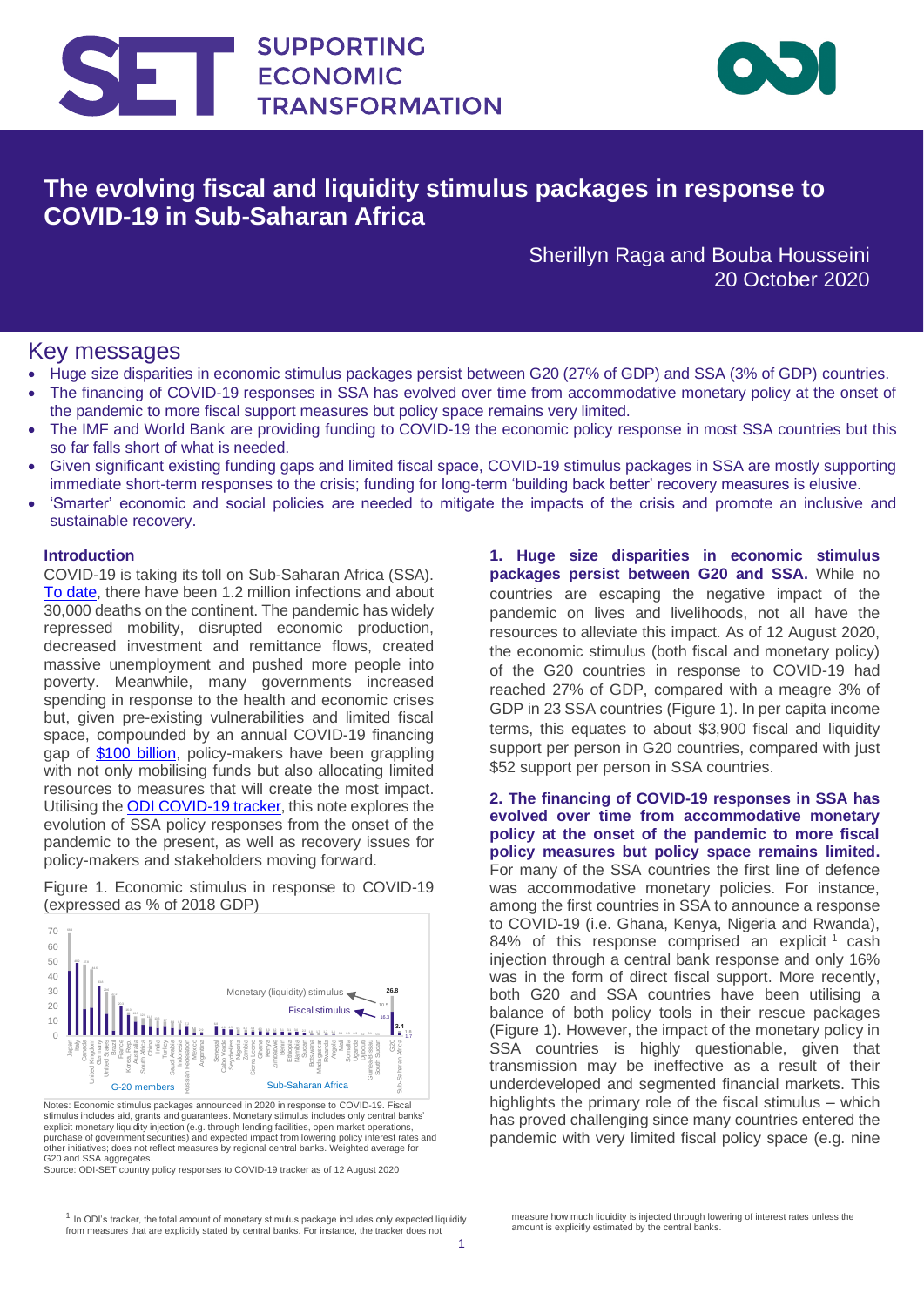# The evolving fiscal and liquidity stimulus packages in response to COVID-19 in Sub-Saharan Africa

Sherillyn Raga and Bouba Housseini
20 October 2020

## Key messages

- Huge size disparities in economic stimulus packages persist between G20 (27% of GDP) and SSA (3% of GDP) countries.
- The financing of COVID-19 responses in SSA has evolved over time from accommodative monetary policy at the onset of the pandemic to more fiscal support measures but policy space remains very limited.
- The IMF and World Bank are providing funding to COVID-19 the economic policy response in most SSA countries but this so far falls short of what is needed.
- Given significant existing funding gaps and limited fiscal space, COVID-19 stimulus packages in SSA are mostly supporting immediate short-term responses to the crisis; funding for long-term 'building back better' recovery measures is elusive.
- 'Smarter' economic and social policies are needed to mitigate the impacts of the crisis and promote an inclusive and sustainable recovery.

### Introduction

COVID-19 is taking its toll on Sub-Saharan Africa (SSA). To date, there have been 1.2 million infections and about 30,000 deaths on the continent. The pandemic has widely repressed mobility, disrupted economic production, decreased investment and remittance flows, created massive unemployment and pushed more people into poverty. Meanwhile, many governments increased spending in response to the health and economic crises but, given pre-existing vulnerabilities and limited fiscal space, compounded by an annual COVID-19 financing gap of $100 billion, policy-makers have been grappling with not only mobilising funds but also allocating limited resources to measures that will create the most impact. Utilising the ODI COVID-19 tracker, this note explores the evolution of SSA policy responses from the onset of the pandemic to the present, as well as recovery issues for policy-makers and stakeholders moving forward.

Figure 1. Economic stimulus in response to COVID-19 (expressed as % of 2018 GDP)

Notes: Economic stimulus packages announced in 2020 in response to COVID-19. Fiscal stimulus includes aid, grants and guarantees. Monetary stimulus includes only central banks' explicit monetary liquidity injection (e.g. through lending facilities, open market operations, purchase of government securities) and expected impact from lowering policy interest rates and other initiatives; does not reflect measures by regional central banks. Weighted average for G20 and SSA aggregates.
Source: ODI-SET country policy responses to COVID-19 tracker as of 12 August 2020

**1. Huge size disparities in economic stimulus packages persist between G20 and SSA.** While no countries are escaping the negative impact of the pandemic on lives and livelihoods, not all have the resources to alleviate this impact. As of 12 August 2020, the economic stimulus (both fiscal and monetary policy) of the G20 countries in response to COVID-19 had reached 27% of GDP, compared with a meagre 3% of GDP in 23 SSA countries (Figure 1). In per capita income terms, this equates to about $3,900 fiscal and liquidity support per person in G20 countries, compared with just $52 support per person in SSA countries.

**2. The financing of COVID-19 responses in SSA has evolved over time from accommodative monetary policy at the onset of the pandemic to more fiscal policy measures but policy space remains limited.** For many of the SSA countries the first line of defence was accommodative monetary policies. For instance, among the first countries in SSA to announce a response to COVID-19 (i.e. Ghana, Kenya, Nigeria and Rwanda), 84% of this response comprised an explicit[1] cash injection through a central bank response and only 16% was in the form of direct fiscal support. More recently, both G20 and SSA countries have been utilising a balance of both policy tools in their rescue packages (Figure 1). However, the impact of the monetary policy in SSA countries is highly questionable, given that transmission may be ineffective as a result of their underdeveloped and segmented financial markets. This highlights the primary role of the fiscal stimulus – which has proved challenging since many countries entered the pandemic with very limited fiscal policy space (e.g. nine

[1] In ODI's tracker, the total amount of monetary stimulus package includes only expected liquidity from measures that are explicitly stated by central banks. For instance, the tracker does not measure how much liquidity is injected through lowering of interest rates unless the amount is explicitly estimated by the central banks.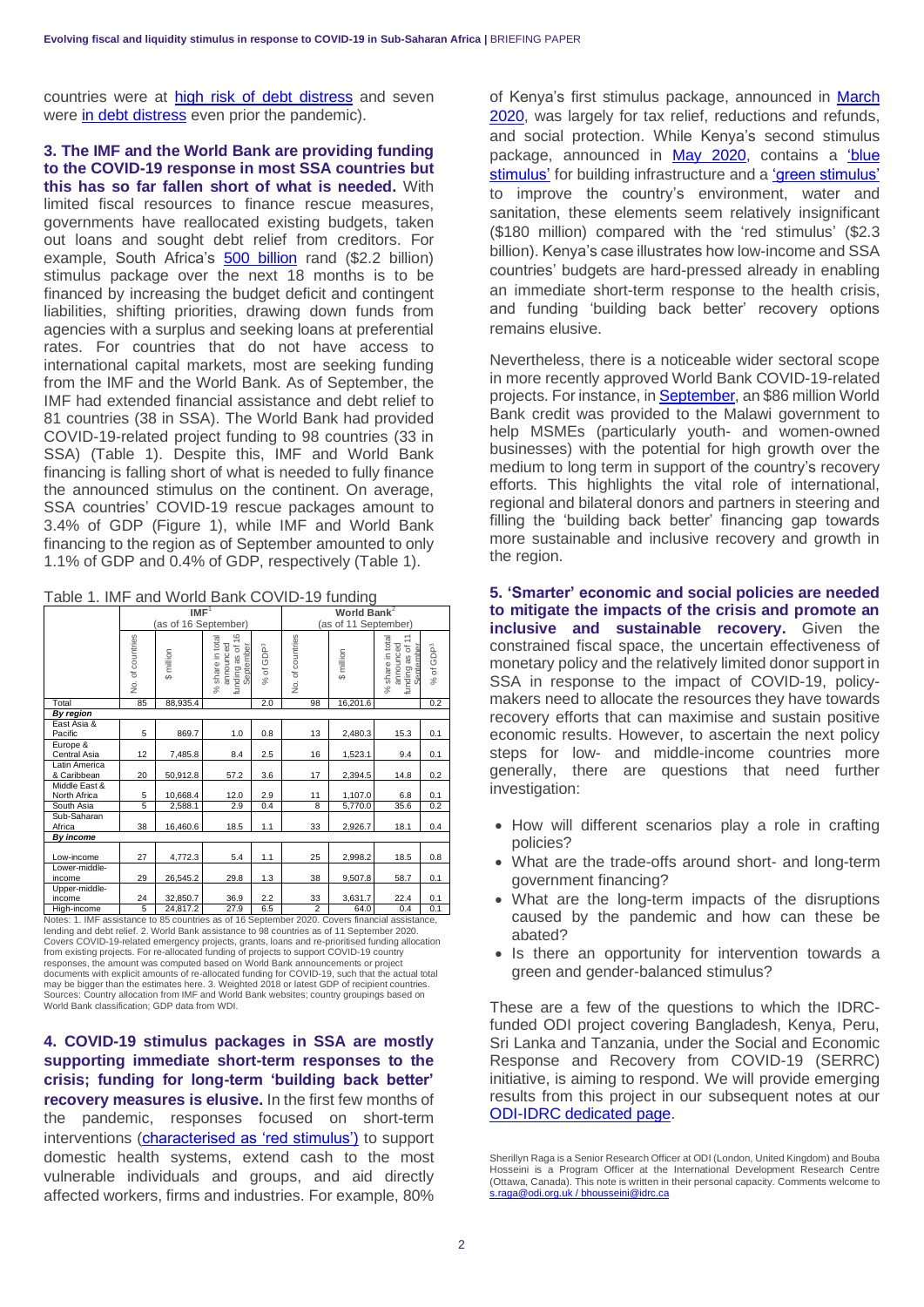countries were at high risk of debt distress and seven were in debt distress even prior the pandemic).

**3. The IMF and the World Bank are providing funding to the COVID-19 response in most SSA countries but this has so far fallen short of what is needed.** With limited fiscal resources to finance rescue measures, governments have reallocated existing budgets, taken out loans and sought debt relief from creditors. For example, South Africa's 500 billion rand ($2.2 billion) stimulus package over the next 18 months is to be financed by increasing the budget deficit and contingent liabilities, shifting priorities, drawing down funds from agencies with a surplus and seeking loans at preferential rates. For countries that do not have access to international capital markets, most are seeking funding from the IMF and the World Bank. As of September, the IMF had extended financial assistance and debt relief to 81 countries (38 in SSA). The World Bank had provided COVID-19-related project funding to 98 countries (33 in SSA) (Table 1). Despite this, IMF and World Bank financing is falling short of what is needed to fully finance the announced stimulus on the continent. On average, SSA countries' COVID-19 rescue packages amount to 3.4% of GDP (Figure 1), while IMF and World Bank financing to the region as of September amounted to only 1.1% of GDP and 0.4% of GDP, respectively (Table 1).

Table 1. IMF and World Bank COVID-19 funding

| | IMF[1] (as of 16 September) | | | | World Bank[2] (as of 11 September) | | | |
|---|---|---|---|---|---|---|---|---|
| | No. of countries | $ million | % share in total announced funding as of 16 September | % of GDP[3] | No. of countries | $ million | % share in total announced funding as of 11 September | % of GDP[3] |
| Total | 85 | 88,935.4 | | 2.0 | 98 | 16,201.6 | | 0.2 |
| ***By region*** | | | | | | | | |
| East Asia & Pacific | 5 | 869.7 | 1.0 | 0.8 | 13 | 2,480.3 | 15.3 | 0.1 |
| Europe & Central Asia | 12 | 7,485.8 | 8.4 | 2.5 | 16 | 1,523.1 | 9.4 | 0.1 |
| Latin America & Caribbean | 20 | 50,912.8 | 57.2 | 3.6 | 17 | 2,394.5 | 14.8 | 0.2 |
| Middle East & North Africa | 5 | 10,668.4 | 12.0 | 2.9 | 11 | 1,107.0 | 6.8 | 0.1 |
| South Asia | 5 | 2,588.1 | 2.9 | 0.4 | 8 | 5,770.0 | 35.6 | 0.2 |
| Sub-Saharan Africa | 38 | 16,460.6 | 18.5 | 1.1 | 33 | 2,926.7 | 18.1 | 0.4 |
| ***By income*** | | | | | | | | |
| Low-income | 27 | 4,772.3 | 5.4 | 1.1 | 25 | 2,998.2 | 18.5 | 0.8 |
| Lower-middle-income | 29 | 26,545.2 | 29.8 | 1.3 | 38 | 9,507.8 | 58.7 | 0.1 |
| Upper-middle-income | 24 | 32,850.7 | 36.9 | 2.2 | 33 | 3,631.7 | 22.4 | 0.1 |
| High-income | 5 | 24,817.2 | 27.9 | 6.5 | 2 | 64.0 | 0.4 | 0.1 |

Notes: 1. IMF assistance to 85 countries as of 16 September 2020. Covers financial assistance, lending and debt relief. 2. World Bank assistance to 98 countries as of 11 September 2020. Covers COVID-19-related emergency projects, grants, loans and re-prioritised funding allocation from existing projects. For re-allocated funding of projects to support COVID-19 country responses, the amount was computed based on World Bank announcements or project documents with explicit amounts of re-allocated funding for COVID-19, such that the actual total may be bigger than the estimates here. 3. Weighted 2018 or latest GDP of recipient countries. Sources: Country allocation from IMF and World Bank websites; country groupings based on World Bank classification; GDP data from WDI.

**4. COVID-19 stimulus packages in SSA are mostly supporting immediate short-term responses to the crisis; funding for long-term 'building back better' recovery measures is elusive.** In the first few months of the pandemic, responses focused on short-term interventions (characterised as 'red stimulus') to support domestic health systems, extend cash to the most vulnerable individuals and groups, and aid directly affected workers, firms and industries. For example, 80% of Kenya's first stimulus package, announced in March 2020, was largely for tax relief, reductions and refunds, and social protection. While Kenya's second stimulus package, announced in May 2020, contains a 'blue stimulus' for building infrastructure and a 'green stimulus' to improve the country's environment, water and sanitation, these elements seem relatively insignificant ($180 million) compared with the 'red stimulus' ($2.3 billion). Kenya's case illustrates how low-income and SSA countries' budgets are hard-pressed already in enabling an immediate short-term response to the health crisis, and funding 'building back better' recovery options remains elusive.

Nevertheless, there is a noticeable wider sectoral scope in more recently approved World Bank COVID-19-related projects. For instance, in September, an $86 million World Bank credit was provided to the Malawi government to help MSMEs (particularly youth- and women-owned businesses) with the potential for high growth over the medium to long term in support of the country's recovery efforts. This highlights the vital role of international, regional and bilateral donors and partners in steering and filling the 'building back better' financing gap towards more sustainable and inclusive recovery and growth in the region.

**5. 'Smarter' economic and social policies are needed to mitigate the impacts of the crisis and promote an inclusive and sustainable recovery.** Given the constrained fiscal space, the uncertain effectiveness of monetary policy and the relatively limited donor support in SSA in response to the impact of COVID-19, policy-makers need to allocate the resources they have towards recovery efforts that can maximise and sustain positive economic results. However, to ascertain the next policy steps for low- and middle-income countries more generally, there are questions that need further investigation:

- How will different scenarios play a role in crafting policies?
- What are the trade-offs around short- and long-term government financing?
- What are the long-term impacts of the disruptions caused by the pandemic and how can these be abated?
- Is there an opportunity for intervention towards a green and gender-balanced stimulus?

These are a few of the questions to which the IDRC-funded ODI project covering Bangladesh, Kenya, Peru, Sri Lanka and Tanzania, under the Social and Economic Response and Recovery from COVID-19 (SERRC) initiative, is aiming to respond. We will provide emerging results from this project in our subsequent notes at our ODI-IDRC dedicated page.

Sherillyn Raga is a Senior Research Officer at ODI (London, United Kingdom) and Bouba Hosseini is a Program Officer at the International Development Research Centre (Ottawa, Canada). This note is written in their personal capacity. Comments welcome to s.raga@odi.org.uk / bhousseini@idrc.ca